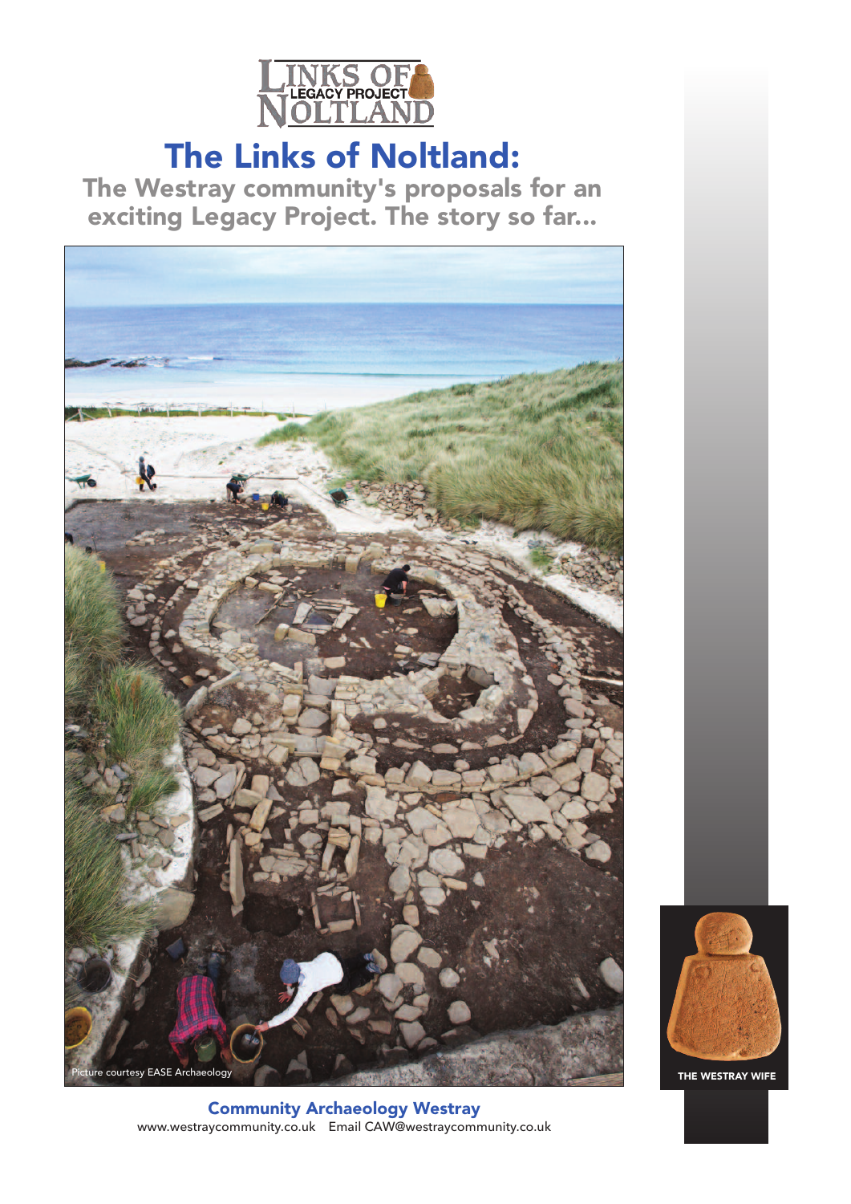# The Links of Noltland:

## The Westray community's proposals for an exciting Legacy Project. The story so far...

Picture courtesy EASE Archaeology

THE WESTRAY WIFE

**Community Archaeology Westray**

www.westraycommunity.co.uk Email CAW@westraycommunity.co.uk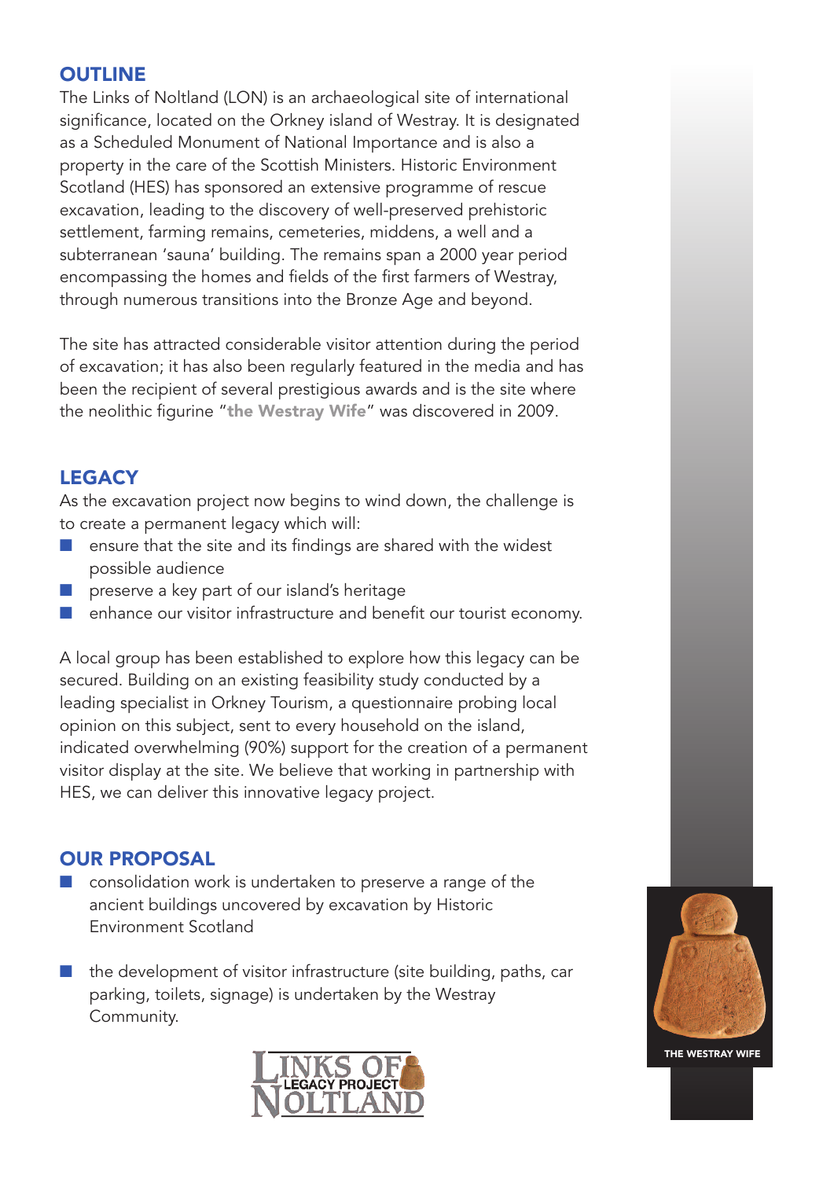## OUTLINE

The Links of Noltland (LON) is an archaeological site of international significance, located on the Orkney island of Westray. It is designated as a Scheduled Monument of National Importance and is also a property in the care of the Scottish Ministers. Historic Environment Scotland (HES) has sponsored an extensive programme of rescue excavation, leading to the discovery of well-preserved prehistoric settlement, farming remains, cemeteries, middens, a well and a subterranean 'sauna' building. The remains span a 2000 year period encompassing the homes and fields of the first farmers of Westray, through numerous transitions into the Bronze Age and beyond.

The site has attracted considerable visitor attention during the period of excavation; it has also been regularly featured in the media and has been the recipient of several prestigious awards and is the site where the neolithic figurine "**the Westray Wife**" was discovered in 2009.

## LEGACY

As the excavation project now begins to wind down, the challenge is to create a permanent legacy which will:

- ensure that the site and its findings are shared with the widest possible audience
- preserve a key part of our island's heritage
- enhance our visitor infrastructure and benefit our tourist economy.

A local group has been established to explore how this legacy can be secured. Building on an existing feasibility study conducted by a leading specialist in Orkney Tourism, a questionnaire probing local opinion on this subject, sent to every household on the island, indicated overwhelming (90%) support for the creation of a permanent visitor display at the site. We believe that working in partnership with HES, we can deliver this innovative legacy project.

## OUR PROPOSAL

- consolidation work is undertaken to preserve a range of the ancient buildings uncovered by excavation by Historic Environment Scotland

- the development of visitor infrastructure (site building, paths, car parking, toilets, signage) is undertaken by the Westray Community.

LINKS OF NOLTLAND LEGACY PROJECT

THE WESTRAY WIFE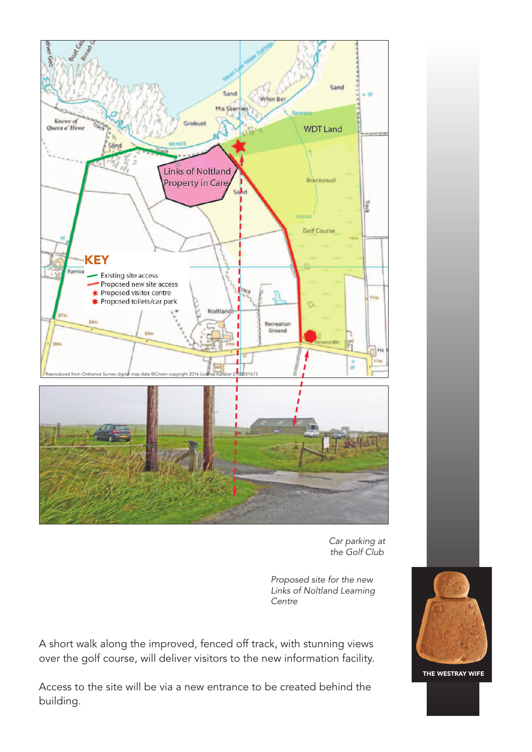KEY

- Existing site access
- Proposed new site access
- Proposed visitor centre
- Proposed toilets/car park

Reproduced from Ordnance Survey digital map data ©Crown copyright 2016 License number 0100031673

*Car parking at the Golf Club*

*Proposed site for the new Links of Noltland Learning Centre*

A short walk along the improved, fenced off track, with stunning views over the golf course, will deliver visitors to the new information facility.

Access to the site will be via a new entrance to be created behind the building.

THE WESTRAY WIFE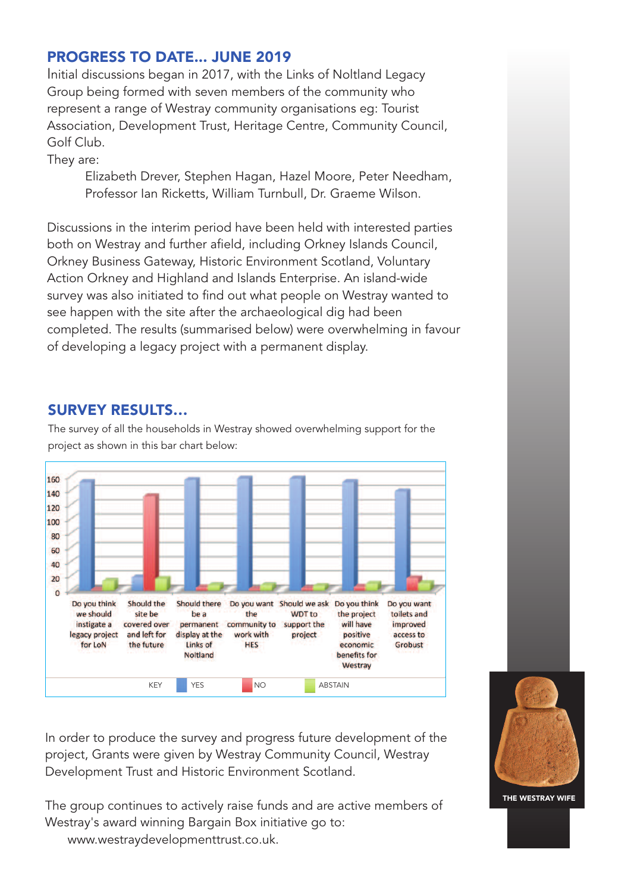## PROGRESS TO DATE... JUNE 2019

Initial discussions began in 2017, with the Links of Noltland Legacy Group being formed with seven members of the community who represent a range of Westray community organisations eg: Tourist Association, Development Trust, Heritage Centre, Community Council, Golf Club.

They are:

Elizabeth Drever, Stephen Hagan, Hazel Moore, Peter Needham, Professor Ian Ricketts, William Turnbull, Dr. Graeme Wilson.

Discussions in the interim period have been held with interested parties both on Westray and further afield, including Orkney Islands Council, Orkney Business Gateway, Historic Environment Scotland, Voluntary Action Orkney and Highland and Islands Enterprise. An island-wide survey was also initiated to find out what people on Westray wanted to see happen with the site after the archaeological dig had been completed. The results (summarised below) were overwhelming in favour of developing a legacy project with a permanent display.

## SURVEY RESULTS...

The survey of all the households in Westray showed overwhelming support for the project as shown in this bar chart below:

KEY: YES, NO, ABSTAIN

Questions: Do you think we should instigate a legacy project for LoN; Should the site be covered over and left for the future; Should there be a permanent display at the Links of Noltland; Do you want the community to work with HES; Should we ask WDT to support the project; Do you think the project will have positive economic benefits for Westray; Do you want toilets and improved access to Grobust

In order to produce the survey and progress future development of the project, Grants were given by Westray Community Council, Westray Development Trust and Historic Environment Scotland.

The group continues to actively raise funds and are active members of Westray's award winning Bargain Box initiative go to: www.westraydevelopmenttrust.co.uk.

THE WESTRAY WIFE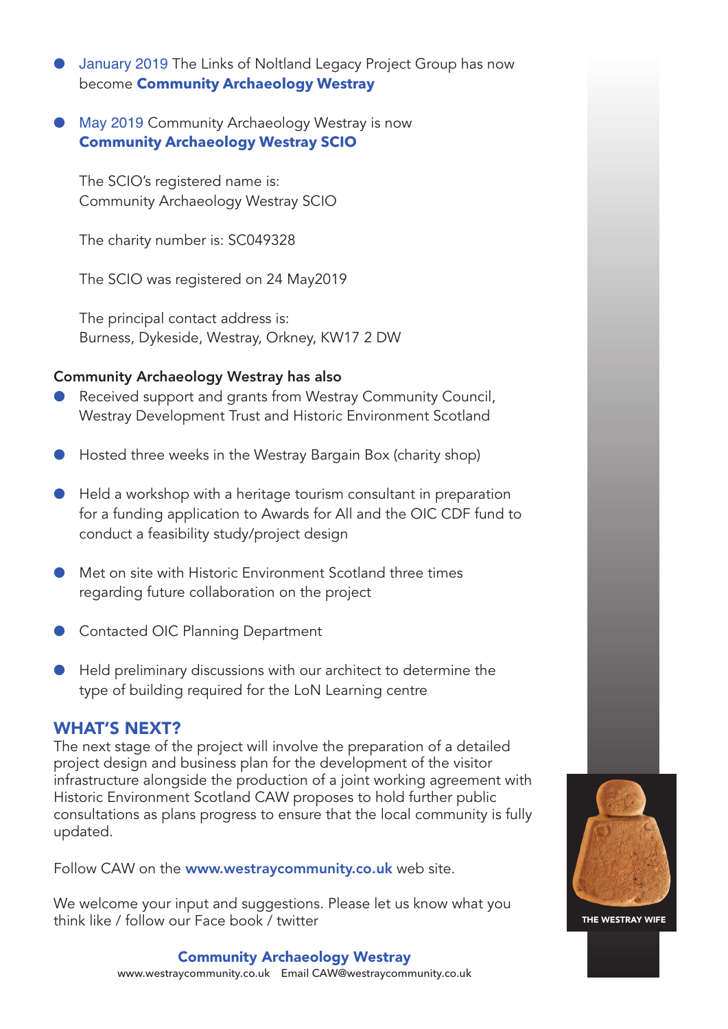- January 2019 The Links of Noltland Legacy Project Group has now become **Community Archaeology Westray**

- May 2019 Community Archaeology Westray is now **Community Archaeology Westray SCIO**

  The SCIO's registered name is:
  Community Archaeology Westray SCIO

  The charity number is: SC049328

  The SCIO was registered on 24 May2019

  The principal contact address is:
  Burness, Dykeside, Westray, Orkney, KW17 2 DW

**Community Archaeology Westray has also**

- Received support and grants from Westray Community Council, Westray Development Trust and Historic Environment Scotland

- Hosted three weeks in the Westray Bargain Box (charity shop)

- Held a workshop with a heritage tourism consultant in preparation for a funding application to Awards for All and the OIC CDF fund to conduct a feasibility study/project design

- Met on site with Historic Environment Scotland three times regarding future collaboration on the project

- Contacted OIC Planning Department

- Held preliminary discussions with our architect to determine the type of building required for the LoN Learning centre

## WHAT'S NEXT?

The next stage of the project will involve the preparation of a detailed project design and business plan for the development of the visitor infrastructure alongside the production of a joint working agreement with Historic Environment Scotland CAW proposes to hold further public consultations as plans progress to ensure that the local community is fully updated.

Follow CAW on the **www.westraycommunity.co.uk** web site.

We welcome your input and suggestions. Please let us know what you think like / follow our Face book / twitter

THE WESTRAY WIFE

**Community Archaeology Westray**
www.westraycommunity.co.uk Email CAW@westraycommunity.co.uk